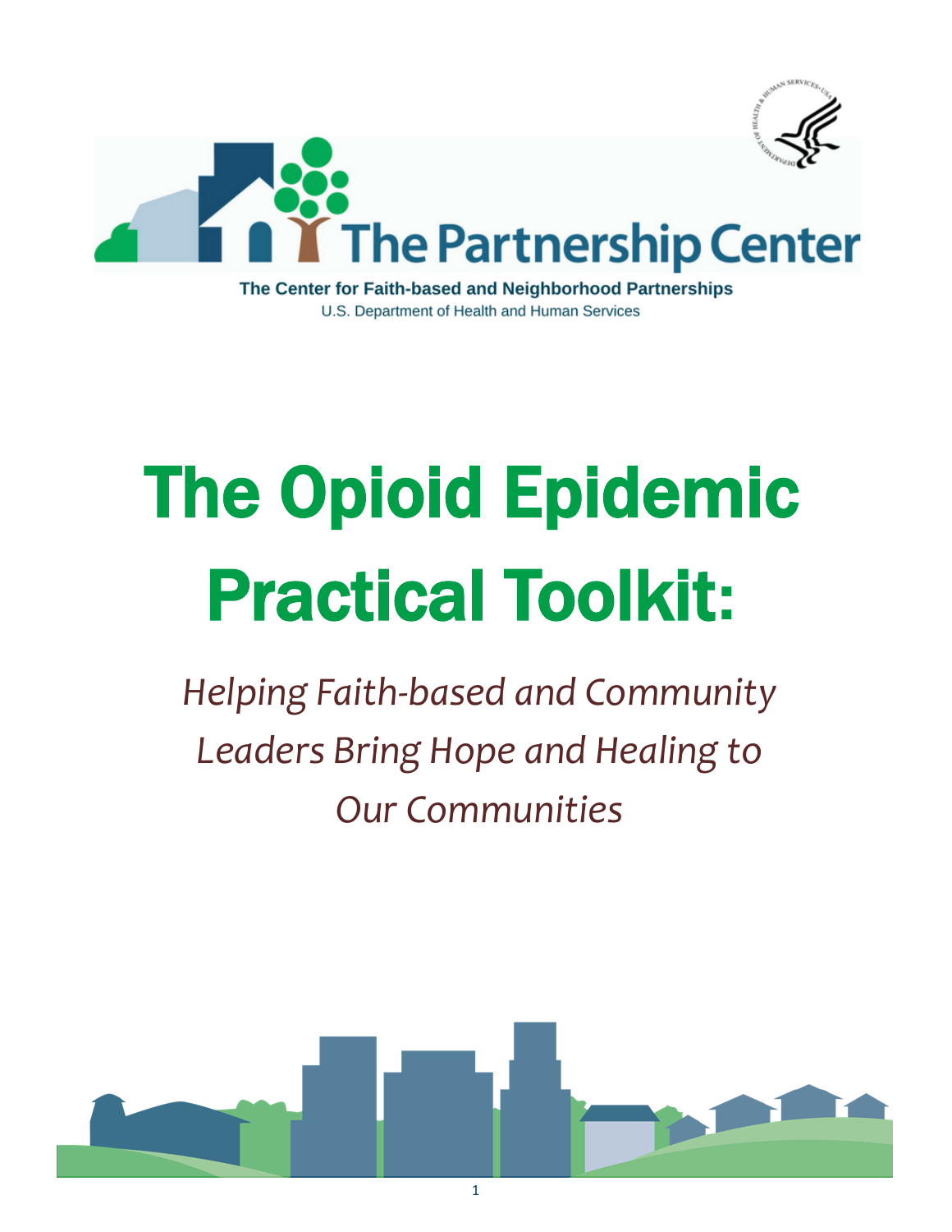The Partnership Center

The Center for Faith-based and Neighborhood Partnerships

U.S. Department of Health and Human Services

# The Opioid Epidemic Practical Toolkit:

*Helping Faith-based and Community Leaders Bring Hope and Healing to Our Communities*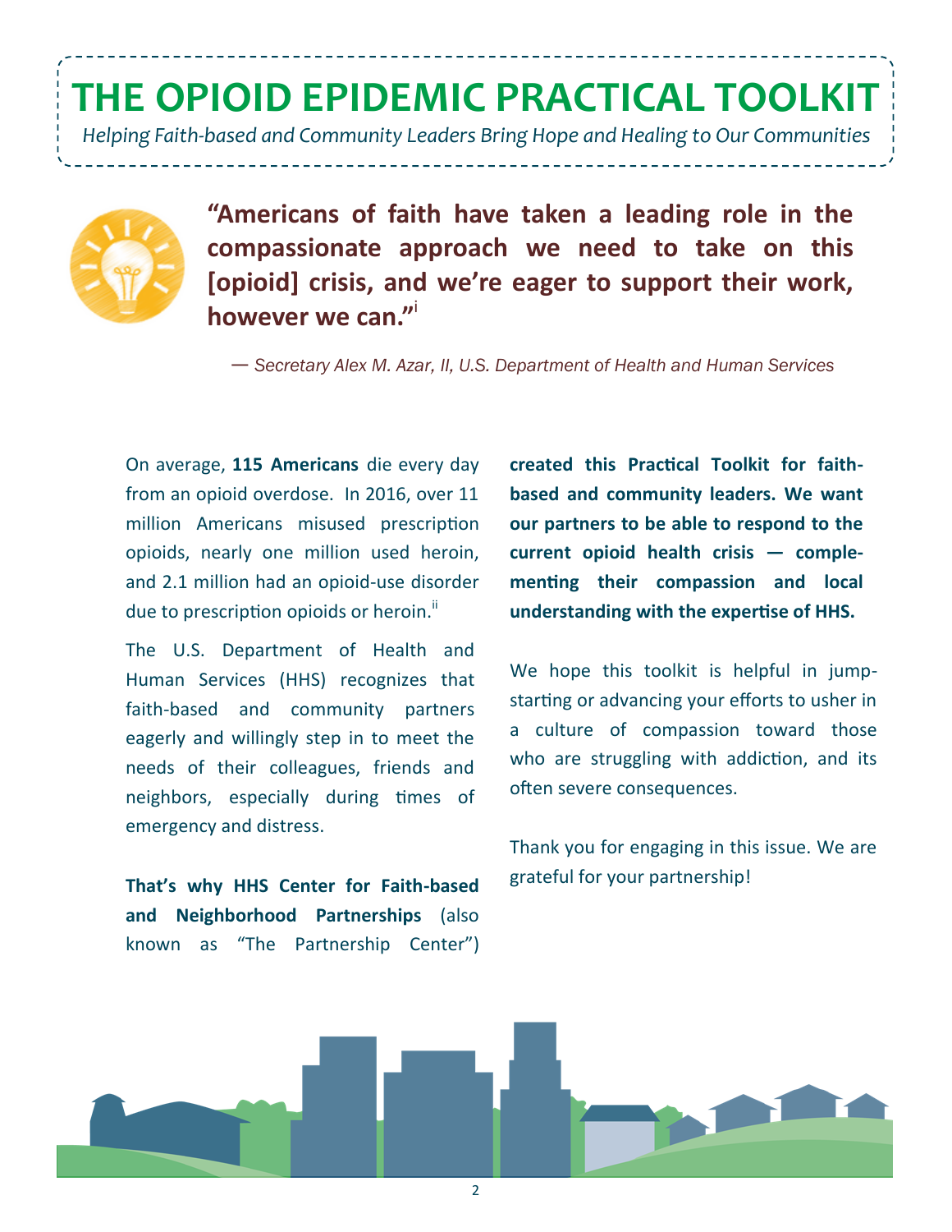# THE OPIOID EPIDEMIC PRACTICAL TOOLKIT

*Helping Faith-based and Community Leaders Bring Hope and Healing to Our Communities*

**"Americans of faith have taken a leading role in the compassionate approach we need to take on this [opioid] crisis, and we're eager to support their work, however we can."**[i]

*— Secretary Alex M. Azar, II, U.S. Department of Health and Human Services*

On average, **115 Americans** die every day from an opioid overdose. In 2016, over 11 million Americans misused prescription opioids, nearly one million used heroin, and 2.1 million had an opioid-use disorder due to prescription opioids or heroin.[ii]

The U.S. Department of Health and Human Services (HHS) recognizes that faith-based and community partners eagerly and willingly step in to meet the needs of their colleagues, friends and neighbors, especially during times of emergency and distress.

**That's why HHS Center for Faith-based and Neighborhood Partnerships** (also known as "The Partnership Center") **created this Practical Toolkit for faith-based and community leaders. We want our partners to be able to respond to the current opioid health crisis — complementing their compassion and local understanding with the expertise of HHS.**

We hope this toolkit is helpful in jump-starting or advancing your efforts to usher in a culture of compassion toward those who are struggling with addiction, and its often severe consequences.

Thank you for engaging in this issue. We are grateful for your partnership!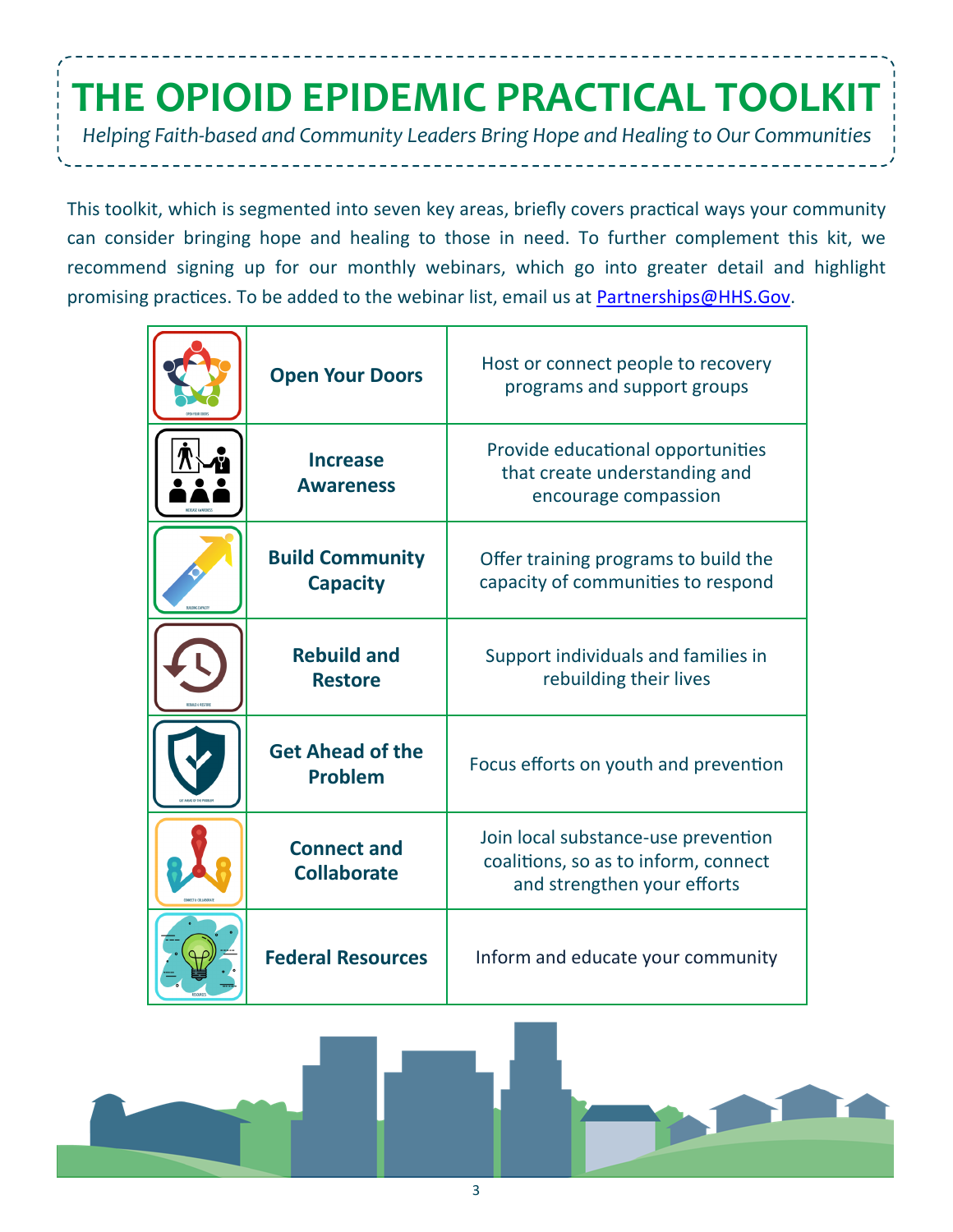# THE OPIOID EPIDEMIC PRACTICAL TOOLKIT

*Helping Faith-based and Community Leaders Bring Hope and Healing to Our Communities*

This toolkit, which is segmented into seven key areas, briefly covers practical ways your community can consider bringing hope and healing to those in need. To further complement this kit, we recommend signing up for our monthly webinars, which go into greater detail and highlight promising practices. To be added to the webinar list, email us at [Partnerships@HHS.Gov](mailto:Partnerships@HHS.Gov).

| | | |
|---|---|---|
| | **Open Your Doors** | Host or connect people to recovery programs and support groups |
| | **Increase Awareness** | Provide educational opportunities that create understanding and encourage compassion |
| | **Build Community Capacity** | Offer training programs to build the capacity of communities to respond |
| | **Rebuild and Restore** | Support individuals and families in rebuilding their lives |
| | **Get Ahead of the Problem** | Focus efforts on youth and prevention |
| | **Connect and Collaborate** | Join local substance-use prevention coalitions, so as to inform, connect and strengthen your efforts |
| | **Federal Resources** | Inform and educate your community |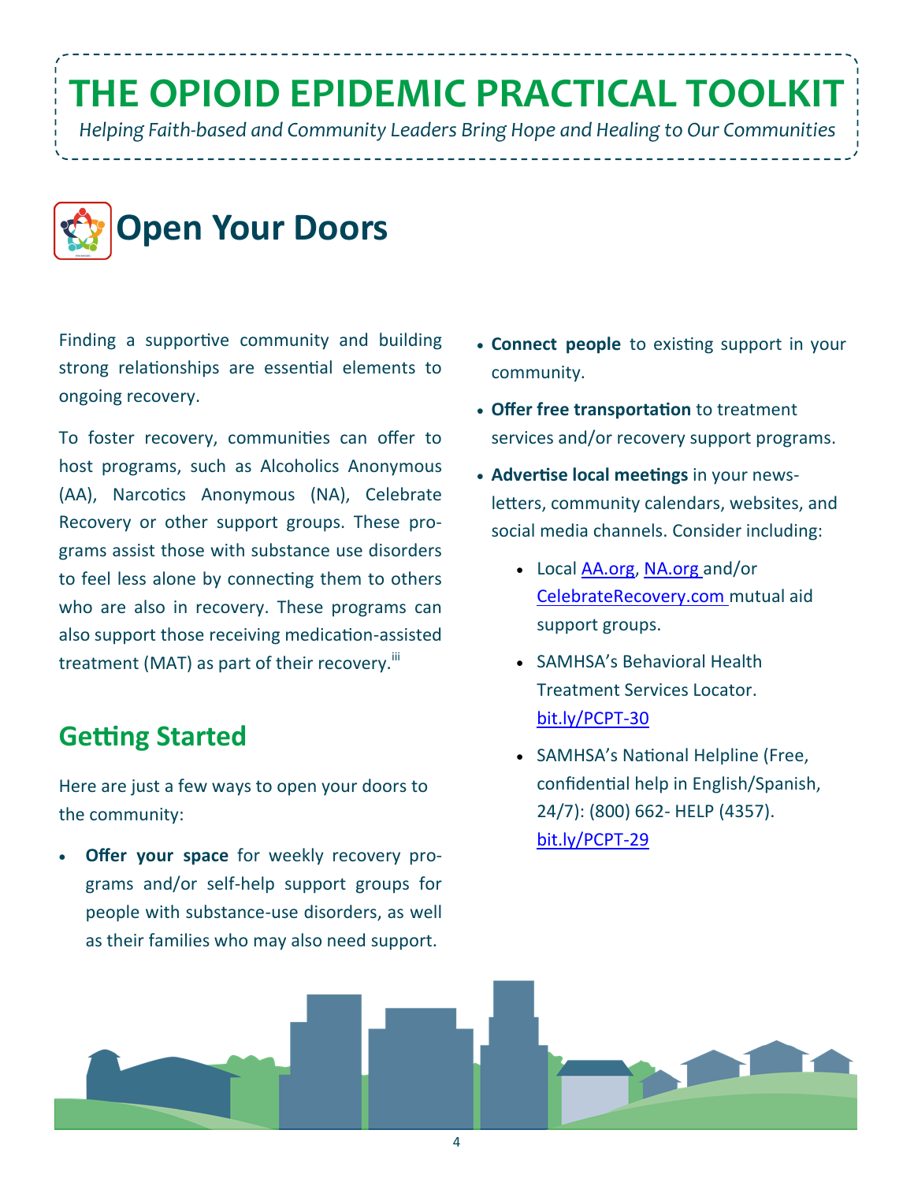# THE OPIOID EPIDEMIC PRACTICAL TOOLKIT

*Helping Faith-based and Community Leaders Bring Hope and Healing to Our Communities*

# Open Your Doors

Finding a supportive community and building strong relationships are essential elements to ongoing recovery.

To foster recovery, communities can offer to host programs, such as Alcoholics Anonymous (AA), Narcotics Anonymous (NA), Celebrate Recovery or other support groups. These programs assist those with substance use disorders to feel less alone by connecting them to others who are also in recovery. These programs can also support those receiving medication-assisted treatment (MAT) as part of their recovery.[iii]

## Getting Started

Here are just a few ways to open your doors to the community:

- **Offer your space** for weekly recovery programs and/or self-help support groups for people with substance-use disorders, as well as their families who may also need support.
- **Connect people** to existing support in your community.
- **Offer free transportation** to treatment services and/or recovery support programs.
- **Advertise local meetings** in your newsletters, community calendars, websites, and social media channels. Consider including:
  - Local AA.org, NA.org and/or CelebrateRecovery.com mutual aid support groups.
  - SAMHSA's Behavioral Health Treatment Services Locator. bit.ly/PCPT-30
  - SAMHSA's National Helpline (Free, confidential help in English/Spanish, 24/7): (800) 662- HELP (4357). bit.ly/PCPT-29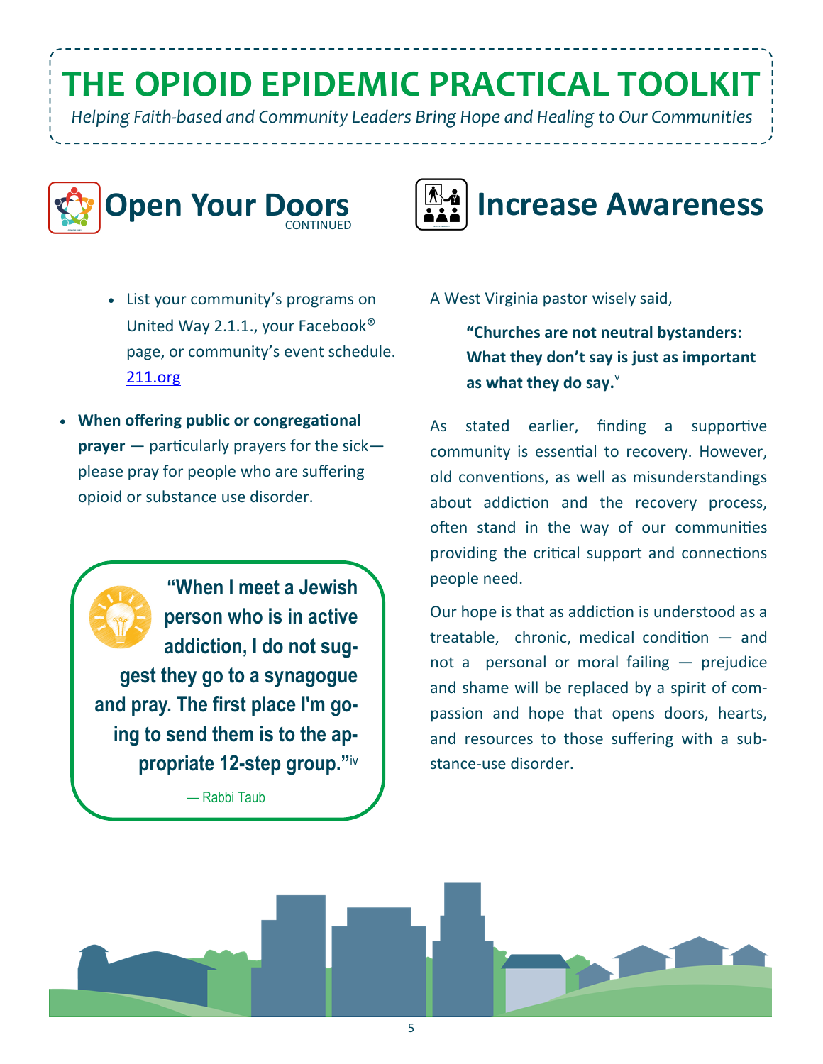# THE OPIOID EPIDEMIC PRACTICAL TOOLKIT

*Helping Faith-based and Community Leaders Bring Hope and Healing to Our Communities*

## Open Your Doors CONTINUED

- List your community's programs on United Way 2.1.1., your Facebook® page, or community's event schedule. 211.org
- **When offering public or congregational prayer** — particularly prayers for the sick—please pray for people who are suffering opioid or substance use disorder.

> **"When I meet a Jewish person who is in active addiction, I do not suggest they go to a synagogue and pray. The first place I'm going to send them is to the appropriate 12-step group."**[iv]
>
> — Rabbi Taub

## Increase Awareness

A West Virginia pastor wisely said,

> **"Churches are not neutral bystanders: What they don't say is just as important as what they do say.**[v]

As stated earlier, finding a supportive community is essential to recovery. However, old conventions, as well as misunderstandings about addiction and the recovery process, often stand in the way of our communities providing the critical support and connections people need.

Our hope is that as addiction is understood as a treatable, chronic, medical condition — and not a personal or moral failing — prejudice and shame will be replaced by a spirit of compassion and hope that opens doors, hearts, and resources to those suffering with a substance-use disorder.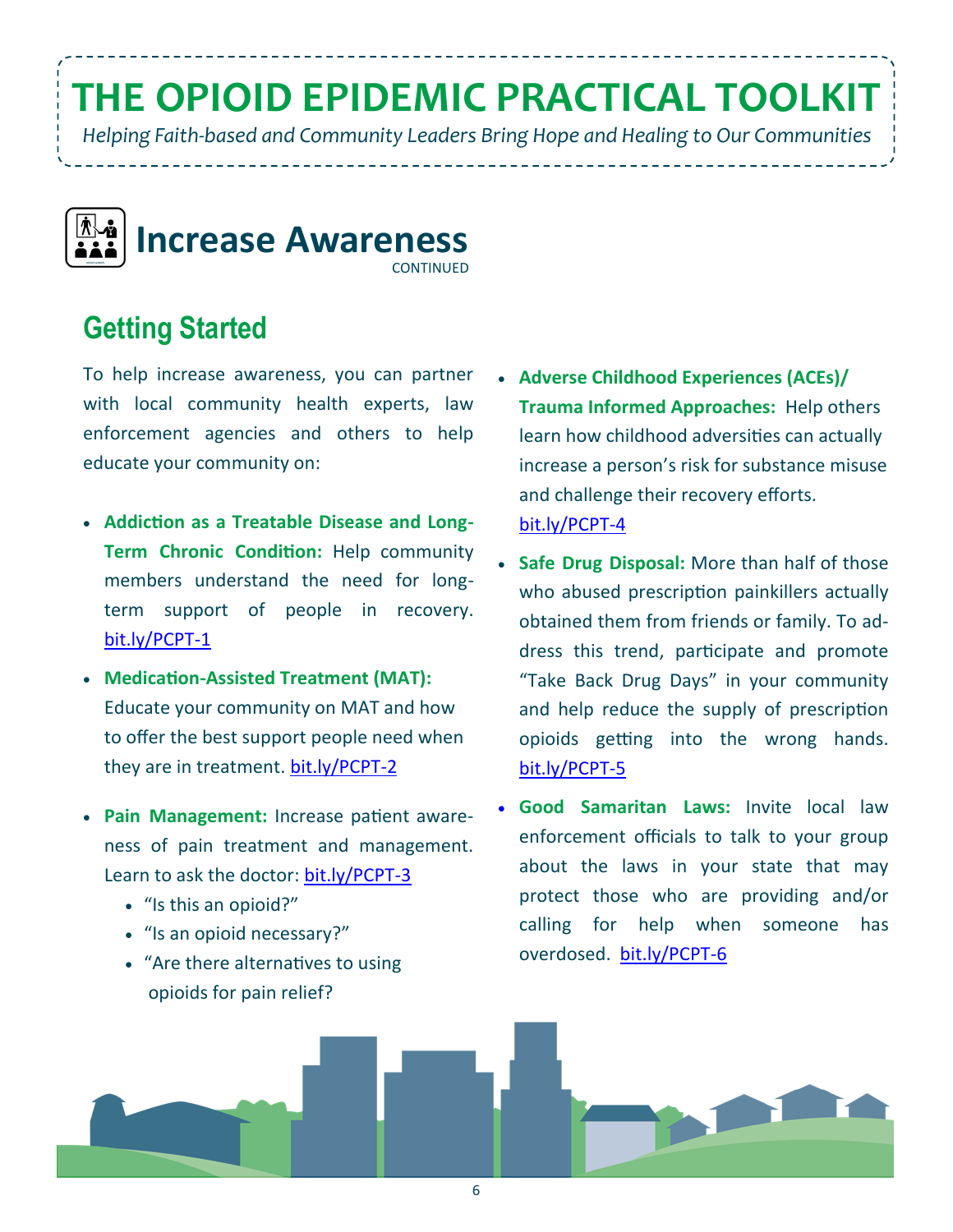# THE OPIOID EPIDEMIC PRACTICAL TOOLKIT

*Helping Faith-based and Community Leaders Bring Hope and Healing to Our Communities*

## Increase Awareness

CONTINUED

### Getting Started

To help increase awareness, you can partner with local community health experts, law enforcement agencies and others to help educate your community on:

- **Addiction as a Treatable Disease and Long-Term Chronic Condition:** Help community members understand the need for long-term support of people in recovery. bit.ly/PCPT-1
- **Medication-Assisted Treatment (MAT):** Educate your community on MAT and how to offer the best support people need when they are in treatment. bit.ly/PCPT-2
- **Pain Management:** Increase patient awareness of pain treatment and management. Learn to ask the doctor: bit.ly/PCPT-3
  - "Is this an opioid?"
  - "Is an opioid necessary?"
  - "Are there alternatives to using opioids for pain relief?
- **Adverse Childhood Experiences (ACEs)/ Trauma Informed Approaches:** Help others learn how childhood adversities can actually increase a person's risk for substance misuse and challenge their recovery efforts. bit.ly/PCPT-4
- **Safe Drug Disposal:** More than half of those who abused prescription painkillers actually obtained them from friends or family. To address this trend, participate and promote "Take Back Drug Days" in your community and help reduce the supply of prescription opioids getting into the wrong hands. bit.ly/PCPT-5
- **Good Samaritan Laws:** Invite local law enforcement officials to talk to your group about the laws in your state that may protect those who are providing and/or calling for help when someone has overdosed. bit.ly/PCPT-6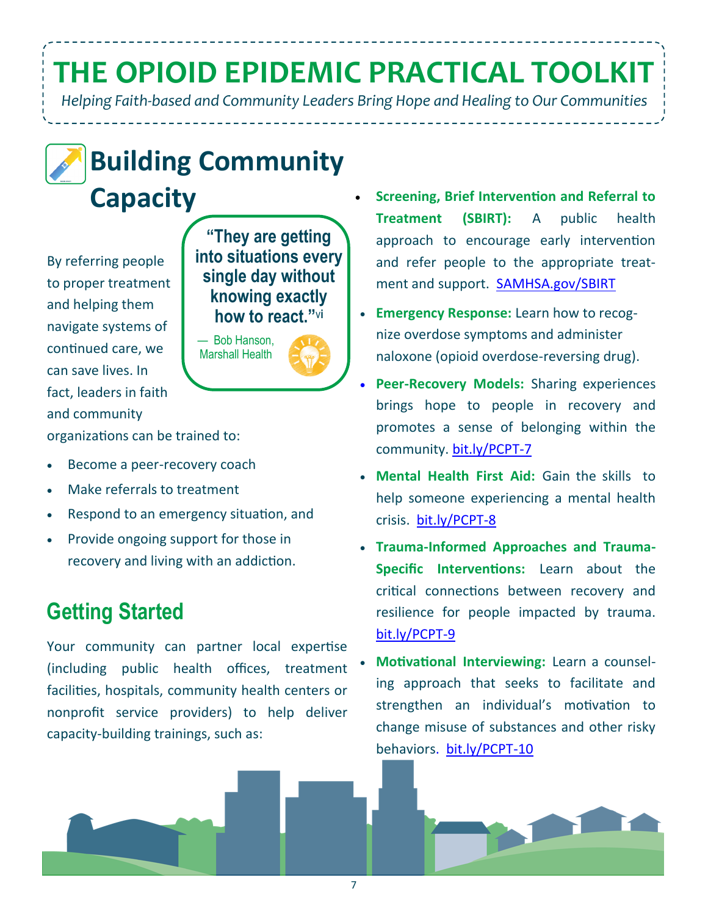# THE OPIOID EPIDEMIC PRACTICAL TOOLKIT

*Helping Faith-based and Community Leaders Bring Hope and Healing to Our Communities*

## Building Community Capacity

> **"They are getting into situations every single day without knowing exactly how to react."**[vi]
>
> — Bob Hanson, Marshall Health

By referring people to proper treatment and helping them navigate systems of continued care, we can save lives. In fact, leaders in faith and community organizations can be trained to:

- Become a peer-recovery coach
- Make referrals to treatment
- Respond to an emergency situation, and
- Provide ongoing support for those in recovery and living with an addiction.

### Getting Started

Your community can partner local expertise (including public health offices, treatment facilities, hospitals, community health centers or nonprofit service providers) to help deliver capacity-building trainings, such as:

- **Screening, Brief Intervention and Referral to Treatment (SBIRT):** A public health approach to encourage early intervention and refer people to the appropriate treatment and support. SAMHSA.gov/SBIRT
- **Emergency Response:** Learn how to recognize overdose symptoms and administer naloxone (opioid overdose-reversing drug).
- **Peer-Recovery Models:** Sharing experiences brings hope to people in recovery and promotes a sense of belonging within the community. bit.ly/PCPT-7
- **Mental Health First Aid:** Gain the skills to help someone experiencing a mental health crisis. bit.ly/PCPT-8
- **Trauma-Informed Approaches and Trauma-Specific Interventions:** Learn about the critical connections between recovery and resilience for people impacted by trauma. bit.ly/PCPT-9
- **Motivational Interviewing:** Learn a counseling approach that seeks to facilitate and strengthen an individual's motivation to change misuse of substances and other risky behaviors. bit.ly/PCPT-10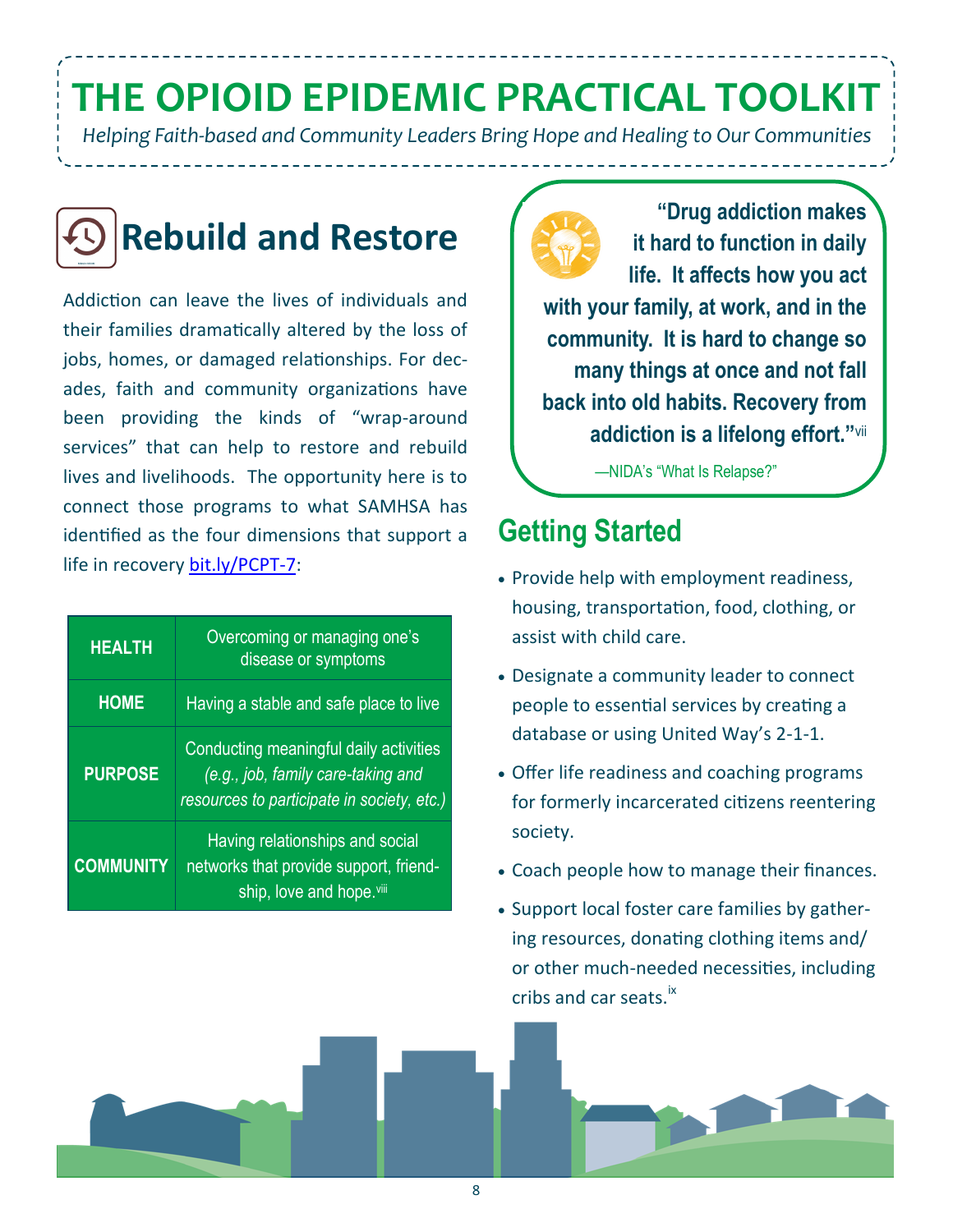# THE OPIOID EPIDEMIC PRACTICAL TOOLKIT

*Helping Faith-based and Community Leaders Bring Hope and Healing to Our Communities*

## Rebuild and Restore

Addiction can leave the lives of individuals and their families dramatically altered by the loss of jobs, homes, or damaged relationships. For decades, faith and community organizations have been providing the kinds of "wrap-around services" that can help to restore and rebuild lives and livelihoods. The opportunity here is to connect those programs to what SAMHSA has identified as the four dimensions that support a life in recovery bit.ly/PCPT-7:

| | |
|---|---|
| **HEALTH** | Overcoming or managing one's disease or symptoms |
| **HOME** | Having a stable and safe place to live |
| **PURPOSE** | Conducting meaningful daily activities *(e.g., job, family care-taking and resources to participate in society, etc.)* |
| **COMMUNITY** | Having relationships and social networks that provide support, friendship, love and hope.[viii] |

**"Drug addiction makes it hard to function in daily life. It affects how you act with your family, at work, and in the community. It is hard to change so many things at once and not fall back into old habits. Recovery from addiction is a lifelong effort."**[vii]

—NIDA's "What Is Relapse?"

## Getting Started

- Provide help with employment readiness, housing, transportation, food, clothing, or assist with child care.
- Designate a community leader to connect people to essential services by creating a database or using United Way's 2-1-1.
- Offer life readiness and coaching programs for formerly incarcerated citizens reentering society.
- Coach people how to manage their finances.
- Support local foster care families by gathering resources, donating clothing items and/or other much-needed necessities, including cribs and car seats.[ix]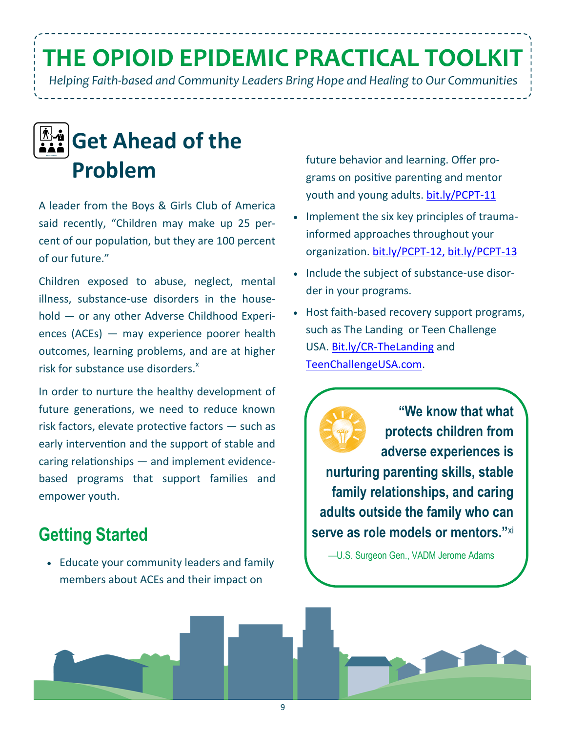# THE OPIOID EPIDEMIC PRACTICAL TOOLKIT

*Helping Faith-based and Community Leaders Bring Hope and Healing to Our Communities*

## Get Ahead of the Problem

A leader from the Boys & Girls Club of America said recently, "Children may make up 25 percent of our population, but they are 100 percent of our future."

Children exposed to abuse, neglect, mental illness, substance-use disorders in the household — or any other Adverse Childhood Experiences (ACEs) — may experience poorer health outcomes, learning problems, and are at higher risk for substance use disorders.[x]

In order to nurture the healthy development of future generations, we need to reduce known risk factors, elevate protective factors — such as early intervention and the support of stable and caring relationships — and implement evidence-based programs that support families and empower youth.

### Getting Started

- Educate your community leaders and family members about ACEs and their impact on future behavior and learning. Offer programs on positive parenting and mentor youth and young adults. bit.ly/PCPT-11
- Implement the six key principles of trauma-informed approaches throughout your organization. bit.ly/PCPT-12, bit.ly/PCPT-13
- Include the subject of substance-use disorder in your programs.
- Host faith-based recovery support programs, such as The Landing or Teen Challenge USA. Bit.ly/CR-TheLanding and TeenChallengeUSA.com.

> **"We know that what protects children from adverse experiences is nurturing parenting skills, stable family relationships, and caring adults outside the family who can serve as role models or mentors."**[xi]
>
> —U.S. Surgeon Gen., VADM Jerome Adams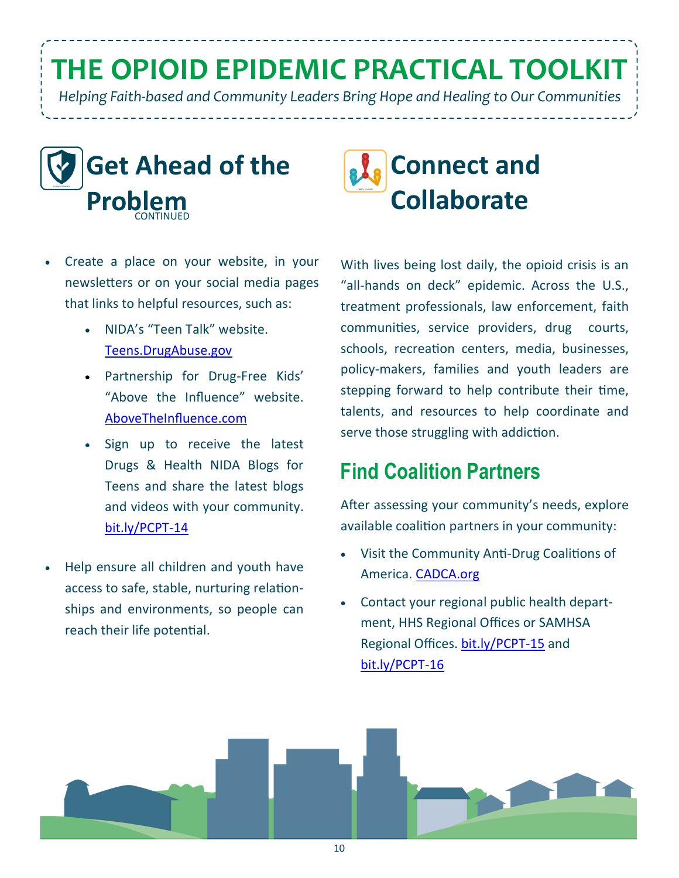# THE OPIOID EPIDEMIC PRACTICAL TOOLKIT

*Helping Faith-based and Community Leaders Bring Hope and Healing to Our Communities*

## Get Ahead of the Problem CONTINUED

- Create a place on your website, in your newsletters or on your social media pages that links to helpful resources, such as:
  - NIDA's "Teen Talk" website. Teens.DrugAbuse.gov
  - Partnership for Drug-Free Kids' "Above the Influence" website. AboveTheInfluence.com
  - Sign up to receive the latest Drugs & Health NIDA Blogs for Teens and share the latest blogs and videos with your community. bit.ly/PCPT-14
- Help ensure all children and youth have access to safe, stable, nurturing relationships and environments, so people can reach their life potential.

## Connect and Collaborate

With lives being lost daily, the opioid crisis is an "all-hands on deck" epidemic. Across the U.S., treatment professionals, law enforcement, faith communities, service providers, drug courts, schools, recreation centers, media, businesses, policy-makers, families and youth leaders are stepping forward to help contribute their time, talents, and resources to help coordinate and serve those struggling with addiction.

### Find Coalition Partners

After assessing your community's needs, explore available coalition partners in your community:

- Visit the Community Anti-Drug Coalitions of America. CADCA.org
- Contact your regional public health department, HHS Regional Offices or SAMHSA Regional Offices. bit.ly/PCPT-15 and bit.ly/PCPT-16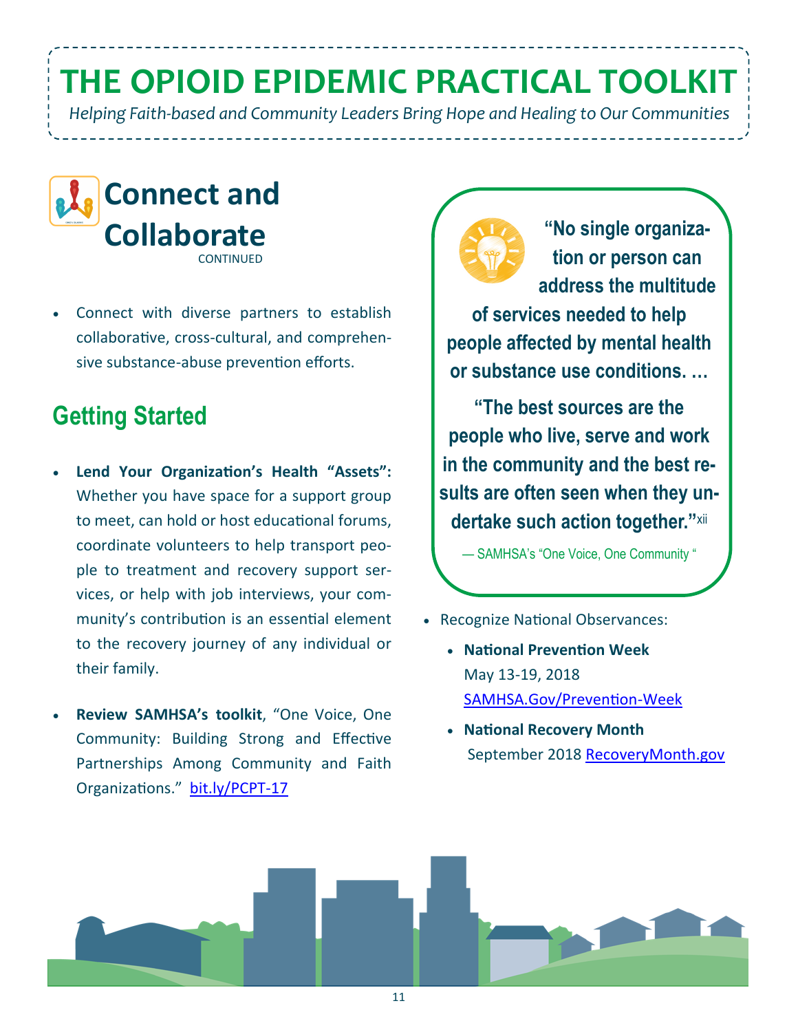# THE OPIOID EPIDEMIC PRACTICAL TOOLKIT

*Helping Faith-based and Community Leaders Bring Hope and Healing to Our Communities*

## Connect and Collaborate

CONTINUED

- Connect with diverse partners to establish collaborative, cross-cultural, and comprehensive substance-abuse prevention efforts.

## Getting Started

- **Lend Your Organization's Health "Assets":** Whether you have space for a support group to meet, can hold or host educational forums, coordinate volunteers to help transport people to treatment and recovery support services, or help with job interviews, your community's contribution is an essential element to the recovery journey of any individual or their family.
- **Review SAMHSA's toolkit**, "One Voice, One Community: Building Strong and Effective Partnerships Among Community and Faith Organizations." bit.ly/PCPT-17

**"No single organization or person can address the multitude of services needed to help people affected by mental health or substance use conditions. …**

**"The best sources are the people who live, serve and work in the community and the best results are often seen when they undertake such action together."**[xii]

— SAMHSA's "One Voice, One Community "

- Recognize National Observances:
  - **National Prevention Week**
    May 13-19, 2018
    SAMHSA.Gov/Prevention-Week
  - **National Recovery Month**
    September 2018 RecoveryMonth.gov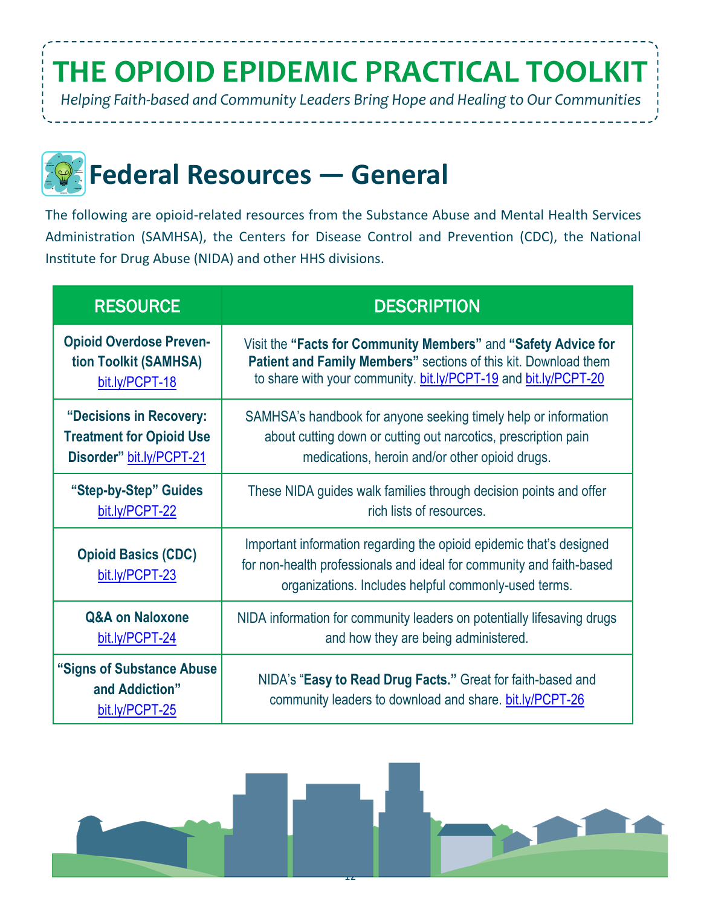# THE OPIOID EPIDEMIC PRACTICAL TOOLKIT

*Helping Faith-based and Community Leaders Bring Hope and Healing to Our Communities*

## Federal Resources — General

The following are opioid-related resources from the Substance Abuse and Mental Health Services Administration (SAMHSA), the Centers for Disease Control and Prevention (CDC), the National Institute for Drug Abuse (NIDA) and other HHS divisions.

| RESOURCE | DESCRIPTION |
|---|---|
| **Opioid Overdose Prevention Toolkit (SAMHSA)** bit.ly/PCPT-18 | Visit the **"Facts for Community Members"** and **"Safety Advice for Patient and Family Members"** sections of this kit. Download them to share with your community. bit.ly/PCPT-19 and bit.ly/PCPT-20 |
| **"Decisions in Recovery: Treatment for Opioid Use Disorder"** bit.ly/PCPT-21 | SAMHSA's handbook for anyone seeking timely help or information about cutting down or cutting out narcotics, prescription pain medications, heroin and/or other opioid drugs. |
| **"Step-by-Step" Guides** bit.ly/PCPT-22 | These NIDA guides walk families through decision points and offer rich lists of resources. |
| **Opioid Basics (CDC)** bit.ly/PCPT-23 | Important information regarding the opioid epidemic that's designed for non-health professionals and ideal for community and faith-based organizations. Includes helpful commonly-used terms. |
| **Q&A on Naloxone** bit.ly/PCPT-24 | NIDA information for community leaders on potentially lifesaving drugs and how they are being administered. |
| **"Signs of Substance Abuse and Addiction"** bit.ly/PCPT-25 | NIDA's "**Easy to Read Drug Facts.**" Great for faith-based and community leaders to download and share. bit.ly/PCPT-26 |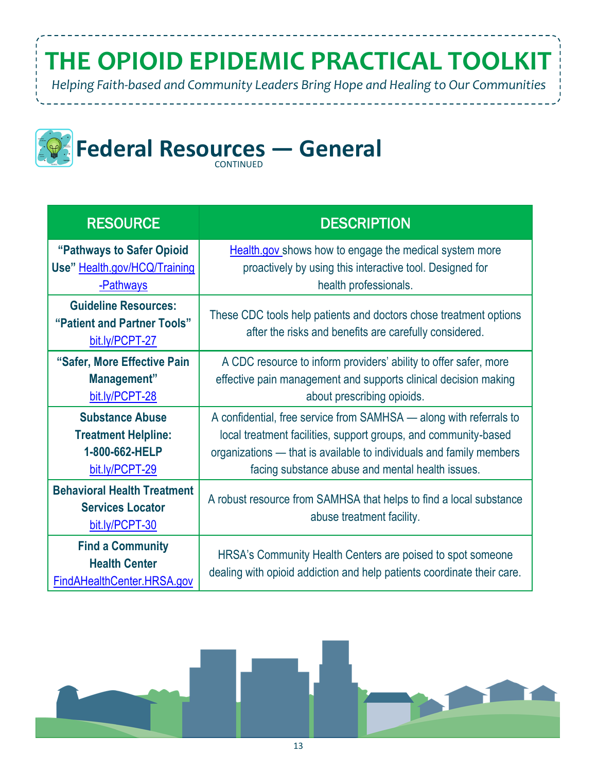# THE OPIOID EPIDEMIC PRACTICAL TOOLKIT

*Helping Faith-based and Community Leaders Bring Hope and Healing to Our Communities*

## Federal Resources — General

CONTINUED

| RESOURCE | DESCRIPTION |
|---|---|
| **"Pathways to Safer Opioid Use"** Health.gov/HCQ/Training-Pathways | Health.gov shows how to engage the medical system more proactively by using this interactive tool. Designed for health professionals. |
| **Guideline Resources: "Patient and Partner Tools"** bit.ly/PCPT-27 | These CDC tools help patients and doctors chose treatment options after the risks and benefits are carefully considered. |
| **"Safer, More Effective Pain Management"** bit.ly/PCPT-28 | A CDC resource to inform providers' ability to offer safer, more effective pain management and supports clinical decision making about prescribing opioids. |
| **Substance Abuse Treatment Helpline: 1-800-662-HELP** bit.ly/PCPT-29 | A confidential, free service from SAMHSA — along with referrals to local treatment facilities, support groups, and community-based organizations — that is available to individuals and family members facing substance abuse and mental health issues. |
| **Behavioral Health Treatment Services Locator** bit.ly/PCPT-30 | A robust resource from SAMHSA that helps to find a local substance abuse treatment facility. |
| **Find a Community Health Center** FindAHealthCenter.HRSA.gov | HRSA's Community Health Centers are poised to spot someone dealing with opioid addiction and help patients coordinate their care. |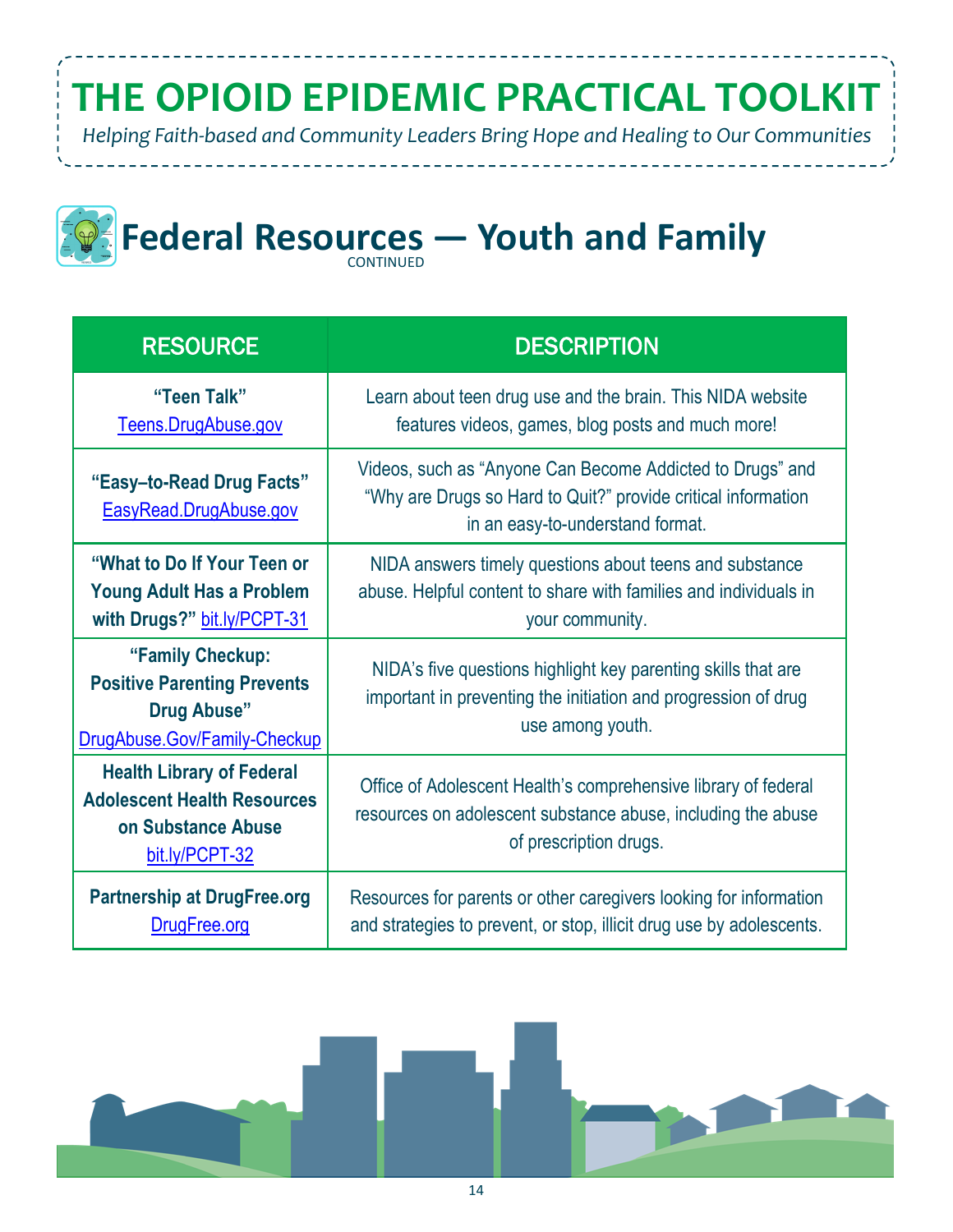# THE OPIOID EPIDEMIC PRACTICAL TOOLKIT

*Helping Faith-based and Community Leaders Bring Hope and Healing to Our Communities*

## Federal Resources — Youth and Family

CONTINUED

| RESOURCE | DESCRIPTION |
|---|---|
| **"Teen Talk"** Teens.DrugAbuse.gov | Learn about teen drug use and the brain. This NIDA website features videos, games, blog posts and much more! |
| **"Easy–to-Read Drug Facts"** EasyRead.DrugAbuse.gov | Videos, such as "Anyone Can Become Addicted to Drugs" and "Why are Drugs so Hard to Quit?" provide critical information in an easy-to-understand format. |
| **"What to Do If Your Teen or Young Adult Has a Problem with Drugs?"** bit.ly/PCPT-31 | NIDA answers timely questions about teens and substance abuse. Helpful content to share with families and individuals in your community. |
| **"Family Checkup: Positive Parenting Prevents Drug Abuse"** DrugAbuse.Gov/Family-Checkup | NIDA's five questions highlight key parenting skills that are important in preventing the initiation and progression of drug use among youth. |
| **Health Library of Federal Adolescent Health Resources on Substance Abuse** bit.ly/PCPT-32 | Office of Adolescent Health's comprehensive library of federal resources on adolescent substance abuse, including the abuse of prescription drugs. |
| **Partnership at DrugFree.org** DrugFree.org | Resources for parents or other caregivers looking for information and strategies to prevent, or stop, illicit drug use by adolescents. |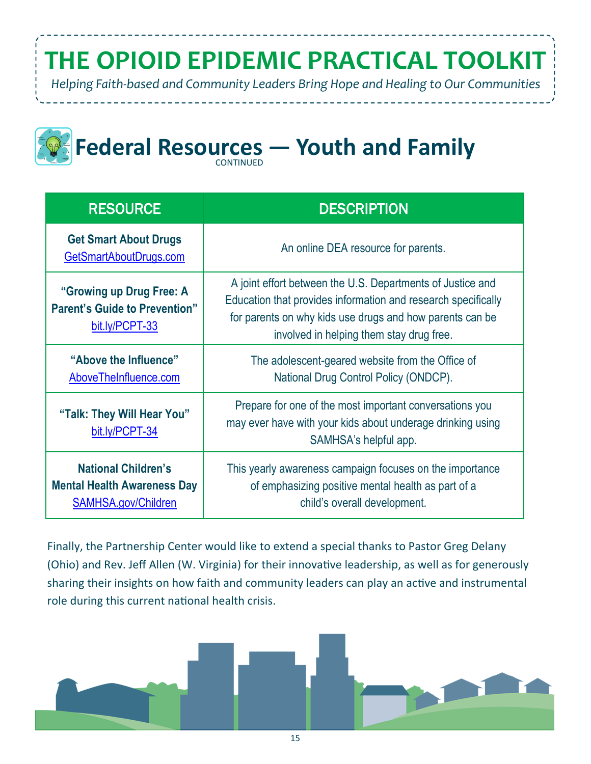# THE OPIOID EPIDEMIC PRACTICAL TOOLKIT

*Helping Faith-based and Community Leaders Bring Hope and Healing to Our Communities*

## Federal Resources — Youth and Family

CONTINUED

| RESOURCE | DESCRIPTION |
|---|---|
| **Get Smart About Drugs** [GetSmartAboutDrugs.com](GetSmartAboutDrugs.com) | An online DEA resource for parents. |
| **“Growing up Drug Free: A Parent’s Guide to Prevention”** [bit.ly/PCPT-33](bit.ly/PCPT-33) | A joint effort between the U.S. Departments of Justice and Education that provides information and research specifically for parents on why kids use drugs and how parents can be involved in helping them stay drug free. |
| **“Above the Influence”** [AboveTheInfluence.com](AboveTheInfluence.com) | The adolescent-geared website from the Office of National Drug Control Policy (ONDCP). |
| **“Talk: They Will Hear You”** [bit.ly/PCPT-34](bit.ly/PCPT-34) | Prepare for one of the most important conversations you may ever have with your kids about underage drinking using SAMHSA’s helpful app. |
| **National Children’s Mental Health Awareness Day** [SAMHSA.gov/Children](SAMHSA.gov/Children) | This yearly awareness campaign focuses on the importance of emphasizing positive mental health as part of a child’s overall development. |

Finally, the Partnership Center would like to extend a special thanks to Pastor Greg Delany (Ohio) and Rev. Jeff Allen (W. Virginia) for their innovative leadership, as well as for generously sharing their insights on how faith and community leaders can play an active and instrumental role during this current national health crisis.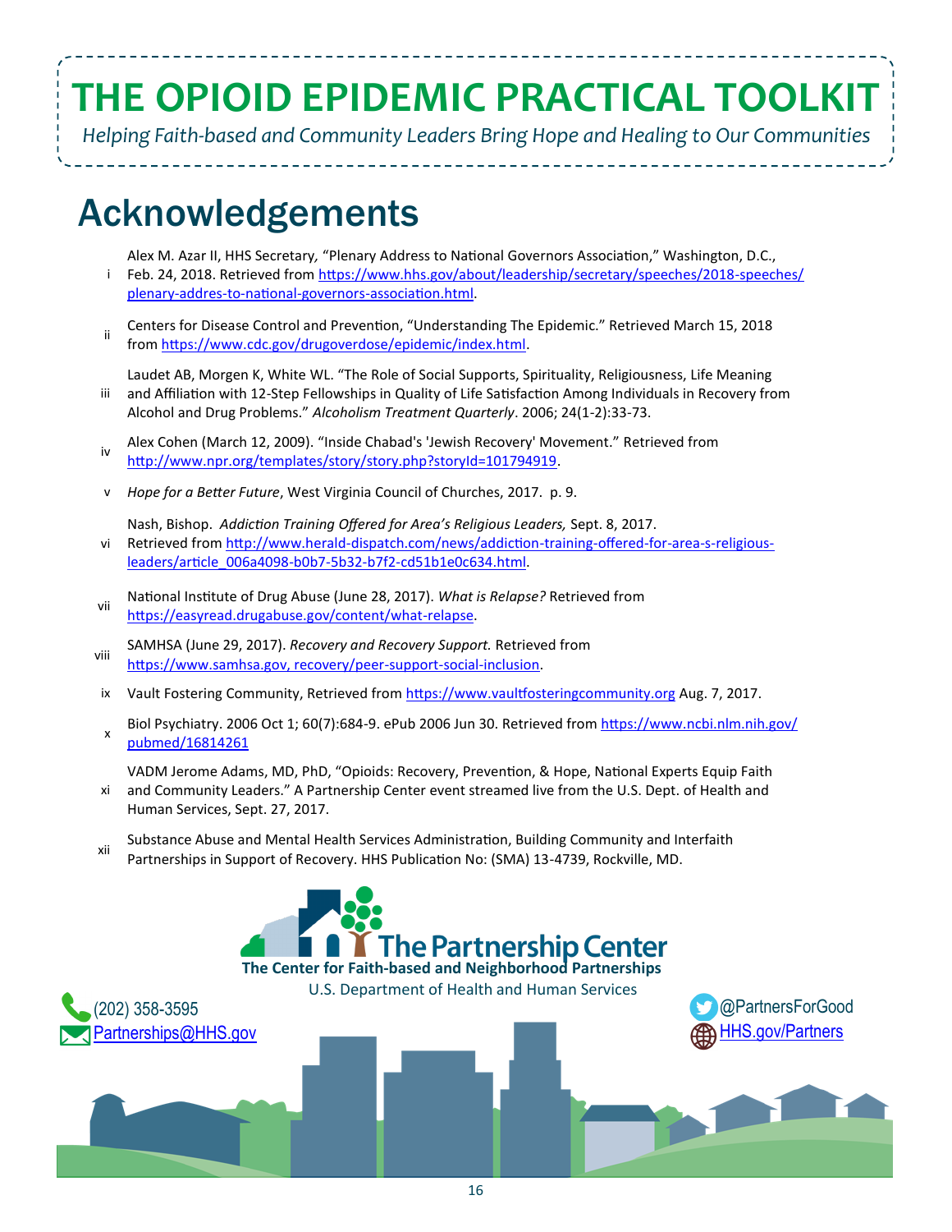# THE OPIOID EPIDEMIC PRACTICAL TOOLKIT

*Helping Faith-based and Community Leaders Bring Hope and Healing to Our Communities*

## Acknowledgements

i. Alex M. Azar II, HHS Secretary, "Plenary Address to National Governors Association," Washington, D.C., Feb. 24, 2018. Retrieved from https://www.hhs.gov/about/leadership/secretary/speeches/2018-speeches/plenary-addres-to-national-governors-association.html.

ii. Centers for Disease Control and Prevention, "Understanding The Epidemic." Retrieved March 15, 2018 from https://www.cdc.gov/drugoverdose/epidemic/index.html.

iii. Laudet AB, Morgen K, White WL. "The Role of Social Supports, Spirituality, Religiousness, Life Meaning and Affiliation with 12-Step Fellowships in Quality of Life Satisfaction Among Individuals in Recovery from Alcohol and Drug Problems." *Alcoholism Treatment Quarterly*. 2006; 24(1-2):33-73.

iv. Alex Cohen (March 12, 2009). "Inside Chabad's 'Jewish Recovery' Movement." Retrieved from http://www.npr.org/templates/story/story.php?storyId=101794919.

v. *Hope for a Better Future*, West Virginia Council of Churches, 2017. p. 9.

vi. Nash, Bishop. *Addiction Training Offered for Area's Religious Leaders,* Sept. 8, 2017. Retrieved from http://www.herald-dispatch.com/news/addiction-training-offered-for-area-s-religious-leaders/article_006a4098-b0b7-5b32-b7f2-cd51b1e0c634.html.

vii. National Institute of Drug Abuse (June 28, 2017). *What is Relapse?* Retrieved from https://easyread.drugabuse.gov/content/what-relapse.

viii. SAMHSA (June 29, 2017). *Recovery and Recovery Support.* Retrieved from https://www.samhsa.gov, recovery/peer-support-social-inclusion.

ix. Vault Fostering Community, Retrieved from https://www.vaultfosteringcommunity.org Aug. 7, 2017.

x. Biol Psychiatry. 2006 Oct 1; 60(7):684-9. ePub 2006 Jun 30. Retrieved from https://www.ncbi.nlm.nih.gov/pubmed/16814261

xi. VADM Jerome Adams, MD, PhD, "Opioids: Recovery, Prevention, & Hope, National Experts Equip Faith and Community Leaders." A Partnership Center event streamed live from the U.S. Dept. of Health and Human Services, Sept. 27, 2017.

xii. Substance Abuse and Mental Health Services Administration, Building Community and Interfaith Partnerships in Support of Recovery. HHS Publication No: (SMA) 13-4739, Rockville, MD.

The Partnership Center
The Center for Faith-based and Neighborhood Partnerships
U.S. Department of Health and Human Services

(202) 358-3595
Partnerships@HHS.gov

@PartnersForGood
HHS.gov/Partners